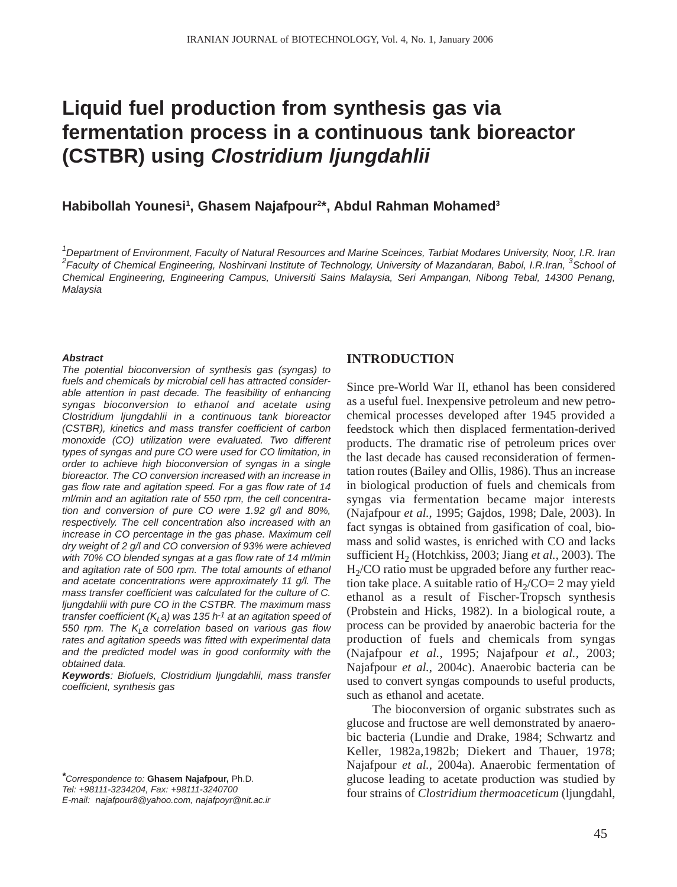# Liquid fuel production from synthesis gas via fermentation process in a continuous tank bioreactor (CSTBR) using *Clostridium ljungdahlii*

**Habibollah Younesi[1], Ghasem Najafpour[2]\*, Abdul Rahman Mohamed[3]**

*[1]Department of Environment, Faculty of Natural Resources and Marine Sceinces, Tarbiat Modares University, Noor, I.R. Iran*
*[2]Faculty of Chemical Engineering, Noshirvani Institute of Technology, University of Mazandaran, Babol, I.R.Iran, [3]School of Chemical Engineering, Engineering Campus, Universiti Sains Malaysia, Seri Ampangan, Nibong Tebal, 14300 Penang, Malaysia*

***Abstract***

*The potential bioconversion of synthesis gas (syngas) to fuels and chemicals by microbial cell has attracted considerable attention in past decade. The feasibility of enhancing syngas bioconversion to ethanol and acetate using Clostridium ljungdahlii in a continuous tank bioreactor (CSTBR), kinetics and mass transfer coefficient of carbon monoxide (CO) utilization were evaluated. Two different types of syngas and pure CO were used for CO limitation, in order to achieve high bioconversion of syngas in a single bioreactor. The CO conversion increased with an increase in gas flow rate and agitation speed. For a gas flow rate of 14 ml/min and an agitation rate of 550 rpm, the cell concentration and conversion of pure CO were 1.92 g/l and 80%, respectively. The cell concentration also increased with an increase in CO percentage in the gas phase. Maximum cell dry weight of 2 g/l and CO conversion of 93% were achieved with 70% CO blended syngas at a gas flow rate of 14 ml/min and agitation rate of 500 rpm. The total amounts of ethanol and acetate concentrations were approximately 11 g/l. The mass transfer coefficient was calculated for the culture of C. ljungdahlii with pure CO in the CSTBR. The maximum mass transfer coefficient ($K_La$) was 135 $h^{-1}$ at an agitation speed of 550 rpm. The $K_La$ correlation based on various gas flow rates and agitation speeds was fitted with experimental data and the predicted model was in good conformity with the obtained data.*

***Keywords****: Biofuels, Clostridium ljungdahlii, mass transfer coefficient, synthesis gas*

*\*Correspondence to:* **Ghasem Najafpour,** Ph.D.
*Tel: +98111-3234204, Fax: +98111-3240700*
*E-mail: najafpour8@yahoo.com, najafpoyr@nit.ac.ir*

## INTRODUCTION

Since pre-World War II, ethanol has been considered as a useful fuel. Inexpensive petroleum and new petrochemical processes developed after 1945 provided a feedstock which then displaced fermentation-derived products. The dramatic rise of petroleum prices over the last decade has caused reconsideration of fermentation routes (Bailey and Ollis, 1986). Thus an increase in biological production of fuels and chemicals from syngas via fermentation became major interests (Najafpour *et al.*, 1995; Gajdos, 1998; Dale, 2003). In fact syngas is obtained from gasification of coal, biomass and solid wastes, is enriched with CO and lacks sufficient $H_2$ (Hotchkiss, 2003; Jiang *et al.*, 2003). The $H_2$/CO ratio must be upgraded before any further reaction take place. A suitable ratio of $H_2$/CO= 2 may yield ethanol as a result of Fischer-Tropsch synthesis (Probstein and Hicks, 1982). In a biological route, a process can be provided by anaerobic bacteria for the production of fuels and chemicals from syngas (Najafpour *et al.*, 1995; Najafpour *et al.*, 2003; Najafpour *et al.*, 2004c). Anaerobic bacteria can be used to convert syngas compounds to useful products, such as ethanol and acetate.

The bioconversion of organic substrates such as glucose and fructose are well demonstrated by anaerobic bacteria (Lundie and Drake, 1984; Schwartz and Keller, 1982a,1982b; Diekert and Thauer, 1978; Najafpour *et al.*, 2004a). Anaerobic fermentation of glucose leading to acetate production was studied by four strains of *Clostridium thermoaceticum* (ljungdahl,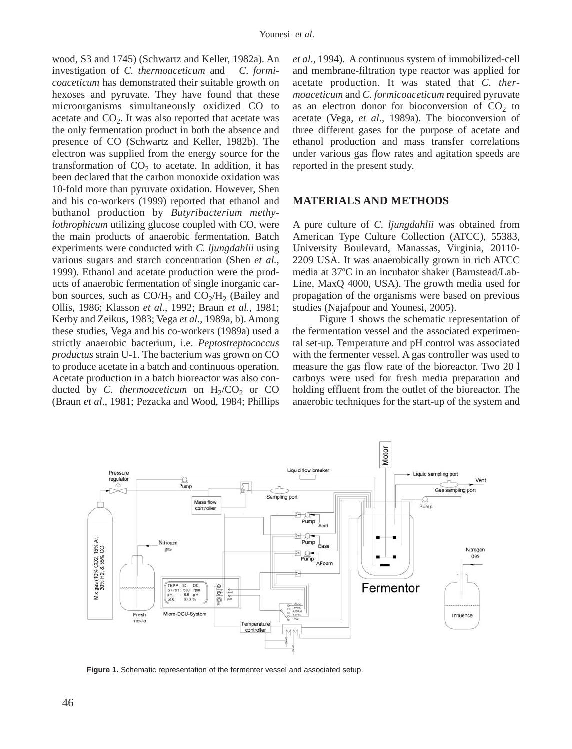wood, S3 and 1745) (Schwartz and Keller, 1982a). An investigation of *C. thermoaceticum* and *C. formicoaceticum* has demonstrated their suitable growth on hexoses and pyruvate. They have found that these microorganisms simultaneously oxidized CO to acetate and $CO_2$. It was also reported that acetate was the only fermentation product in both the absence and presence of CO (Schwartz and Keller, 1982b). The electron was supplied from the energy source for the transformation of $CO_2$ to acetate. In addition, it has been declared that the carbon monoxide oxidation was 10-fold more than pyruvate oxidation. However, Shen and his co-workers (1999) reported that ethanol and buthanol production by *Butyribacterium methylothrophicum* utilizing glucose coupled with CO, were the main products of anaerobic fermentation. Batch experiments were conducted with *C. ljungdahlii* using various sugars and starch concentration (Shen *et al.*, 1999). Ethanol and acetate production were the products of anaerobic fermentation of single inorganic carbon sources, such as $CO/H_2$ and $CO_2/H_2$ (Bailey and Ollis, 1986; Klasson *et al.*, 1992; Braun *et al.*, 1981; Kerby and Zeikus, 1983; Vega *et al.*, 1989a, b). Among these studies, Vega and his co-workers (1989a) used a strictly anaerobic bacterium, i.e. *Peptostreptococcus productus* strain U-1. The bacterium was grown on CO to produce acetate in a batch and continuous operation. Acetate production in a batch bioreactor was also conducted by *C. thermoaceticum* on $H_2/CO_2$ or CO (Braun *et al*., 1981; Pezacka and Wood, 1984; Phillips *et al*., 1994). A continuous system of immobilized-cell and membrane-filtration type reactor was applied for acetate production. It was stated that *C. thermoaceticum* and *C. formicoaceticum* required pyruvate as an electron donor for bioconversion of $CO_2$ to acetate (Vega, *et al*., 1989a). The bioconversion of three different gases for the purpose of acetate and ethanol production and mass transfer correlations under various gas flow rates and agitation speeds are reported in the present study.

## MATERIALS AND METHODS

A pure culture of *C. ljungdahlii* was obtained from American Type Culture Collection (ATCC), 55383, University Boulevard, Manassas, Virginia, 20110-2209 USA. It was anaerobically grown in rich ATCC media at 37ºC in an incubator shaker (Barnstead/Lab-Line, MaxQ 4000, USA). The growth media used for propagation of the organisms were based on previous studies (Najafpour and Younesi, 2005).

Figure 1 shows the schematic representation of the fermentation vessel and the associated experimental set-up. Temperature and pH control was associated with the fermenter vessel. A gas controller was used to measure the gas flow rate of the bioreactor. Two 20 l carboys were used for fresh media preparation and holding effluent from the outlet of the bioreactor. The anaerobic techniques for the start-up of the system and

**Figure 1.** Schematic representation of the fermenter vessel and associated setup.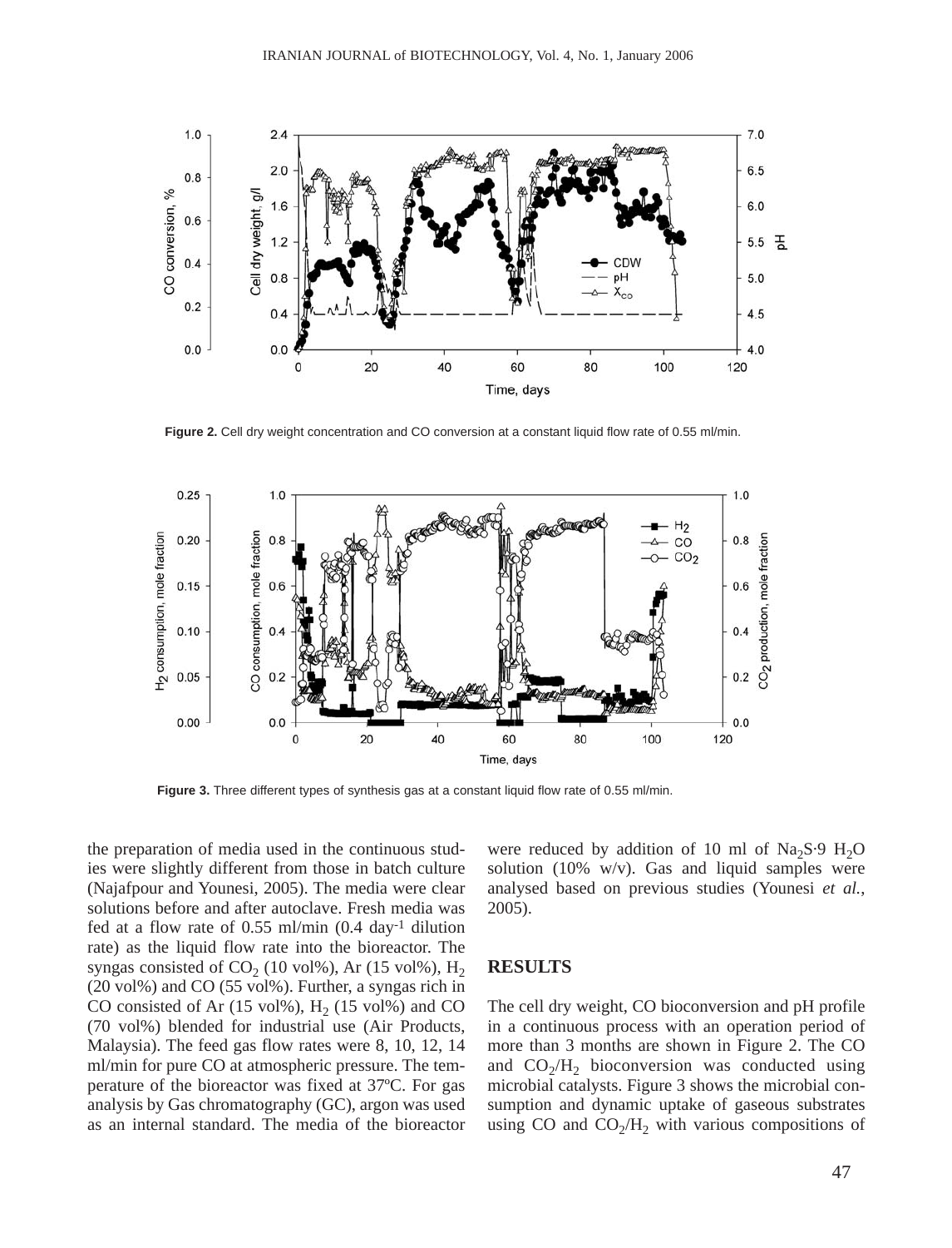Figure 2. Cell dry weight concentration and CO conversion at a constant liquid flow rate of 0.55 ml/min.

Figure 3. Three different types of synthesis gas at a constant liquid flow rate of 0.55 ml/min.

the preparation of media used in the continuous studies were slightly different from those in batch culture (Najafpour and Younesi, 2005). The media were clear solutions before and after autoclave. Fresh media was fed at a flow rate of 0.55 ml/min (0.4 $day^{-1}$ dilution rate) as the liquid flow rate into the bioreactor. The syngas consisted of $CO_2$ (10 vol%), Ar (15 vol%), $H_2$ (20 vol%) and CO (55 vol%). Further, a syngas rich in CO consisted of Ar (15 vol%), $H_2$ (15 vol%) and CO (70 vol%) blended for industrial use (Air Products, Malaysia). The feed gas flow rates were 8, 10, 12, 14 ml/min for pure CO at atmospheric pressure. The temperature of the bioreactor was fixed at 37ºC. For gas analysis by Gas chromatography (GC), argon was used as an internal standard. The media of the bioreactor were reduced by addition of 10 ml of $Na_2S{\cdot}9\ H_2O$ solution (10% w/v). Gas and liquid samples were analysed based on previous studies (Younesi *et al.*, 2005).

## RESULTS

The cell dry weight, CO bioconversion and pH profile in a continuous process with an operation period of more than 3 months are shown in Figure 2. The CO and $CO_2/H_2$ bioconversion was conducted using microbial catalysts. Figure 3 shows the microbial consumption and dynamic uptake of gaseous substrates using CO and $CO_2/H_2$ with various compositions of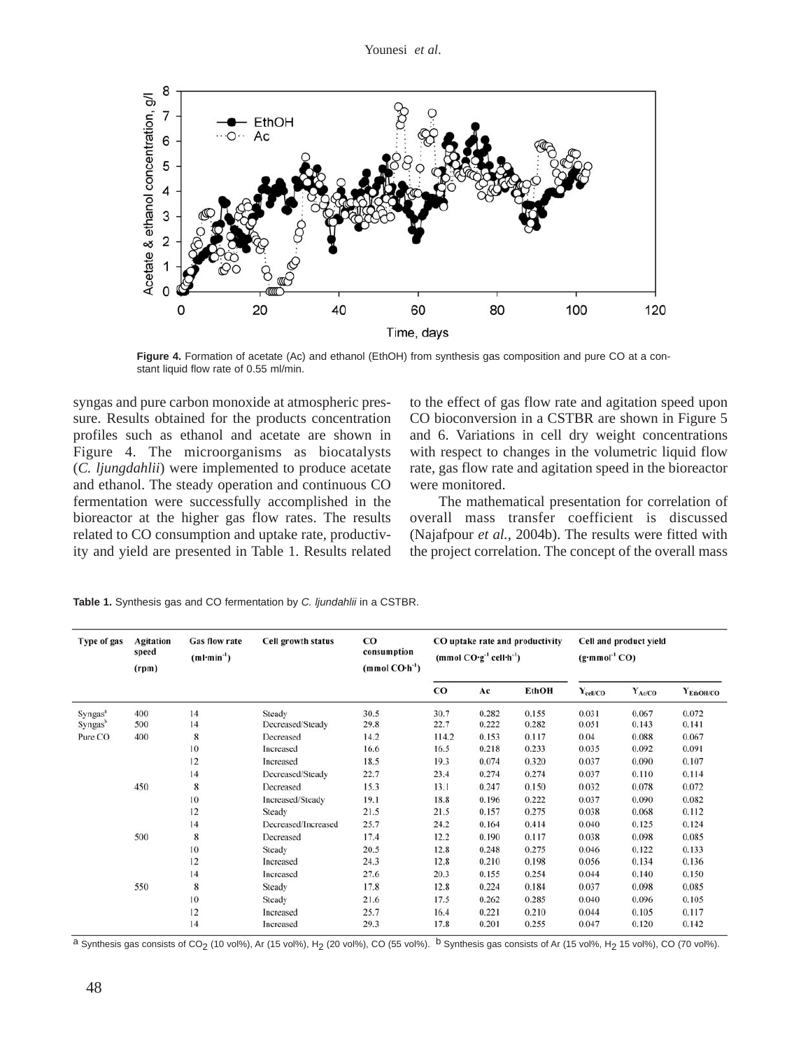Figure 4. Formation of acetate (Ac) and ethanol (EthOH) from synthesis gas composition and pure CO at a constant liquid flow rate of 0.55 ml/min.

syngas and pure carbon monoxide at atmospheric pressure. Results obtained for the products concentration profiles such as ethanol and acetate are shown in Figure 4. The microorganisms as biocatalysts (*C. ljungdahlii*) were implemented to produce acetate and ethanol. The steady operation and continuous CO fermentation were successfully accomplished in the bioreactor at the higher gas flow rates. The results related to CO consumption and uptake rate, productivity and yield are presented in Table 1. Results related to the effect of gas flow rate and agitation speed upon CO bioconversion in a CSTBR are shown in Figure 5 and 6. Variations in cell dry weight concentrations with respect to changes in the volumetric liquid flow rate, gas flow rate and agitation speed in the bioreactor were monitored.

The mathematical presentation for correlation of overall mass transfer coefficient is discussed (Najafpour *et al.*, 2004b). The results were fitted with the project correlation. The concept of the overall mass

**Table 1.** Synthesis gas and CO fermentation by *C. ljundahlii* in a CSTBR.

| Type of gas | Agitation speed (rpm) | Gas flow rate ($ml \cdot min^{-1}$) | Cell growth status | CO consumption ($mmol\ CO \cdot h^{-1}$) | CO uptake rate and productivity ($mmol\ CO \cdot g^{-1}\ cell \cdot h^{-1}$) | | | Cell and product yield ($g \cdot mmol^{-1}\ CO$) | | |
|---|---|---|---|---|---|---|---|---|---|---|
| | | | | | CO | Ac | EthOH | $Y_{cell/CO}$ | $Y_{Ac/CO}$ | $Y_{EthOH/CO}$ |
| Syngas[a] | 400 | 14 | Steady | 30.5 | 30.7 | 0.282 | 0.155 | 0.031 | 0.067 | 0.072 |
| Syngas[b] | 500 | 14 | Decreased/Steady | 29.8 | 22.7 | 0.222 | 0.282 | 0.051 | 0.143 | 0.141 |
| Pure CO | 400 | 8 | Decreased | 14.2 | 114.2 | 0.153 | 0.117 | 0.04 | 0.088 | 0.067 |
| | | 10 | Increased | 16.6 | 16.5 | 0.218 | 0.233 | 0.035 | 0.092 | 0.091 |
| | | 12 | Increased | 18.5 | 19.3 | 0.074 | 0.320 | 0.037 | 0.090 | 0.107 |
| | | 14 | Decreased/Steady | 22.7 | 23.4 | 0.274 | 0.274 | 0.037 | 0.110 | 0.114 |
| | 450 | 8 | Decreased | 15.3 | 13.1 | 0.247 | 0.150 | 0.032 | 0.078 | 0.072 |
| | | 10 | Increased/Steady | 19.1 | 18.8 | 0.196 | 0.222 | 0.037 | 0.090 | 0.082 |
| | | 12 | Steady | 21.5 | 21.5 | 0.157 | 0.275 | 0.038 | 0.068 | 0.112 |
| | | 14 | Decreased/Increased | 25.7 | 24.2 | 0.164 | 0.414 | 0.040 | 0.125 | 0.124 |
| | 500 | 8 | Decreased | 17.4 | 12.2 | 0.190 | 0.117 | 0.038 | 0.098 | 0.085 |
| | | 10 | Steady | 20.5 | 12.8 | 0.248 | 0.275 | 0.046 | 0.122 | 0.133 |
| | | 12 | Increased | 24.3 | 12.8 | 0.210 | 0.198 | 0.056 | 0.134 | 0.136 |
| | | 14 | Increased | 27.6 | 20.3 | 0.155 | 0.254 | 0.044 | 0.140 | 0.150 |
| | 550 | 8 | Steady | 17.8 | 12.8 | 0.224 | 0.184 | 0.037 | 0.098 | 0.085 |
| | | 10 | Steady | 21.6 | 17.5 | 0.262 | 0.285 | 0.040 | 0.096 | 0.105 |
| | | 12 | Increased | 25.7 | 16.4 | 0.221 | 0.210 | 0.044 | 0.105 | 0.117 |
| | | 14 | Increased | 29.3 | 17.8 | 0.201 | 0.255 | 0.047 | 0.120 | 0.142 |

[a] Synthesis gas consists of $CO_2$ (10 vol%), Ar (15 vol%), $H_2$ (20 vol%), CO (55 vol%). [b] Synthesis gas consists of Ar (15 vol%, $H_2$ 15 vol%), CO (70 vol%).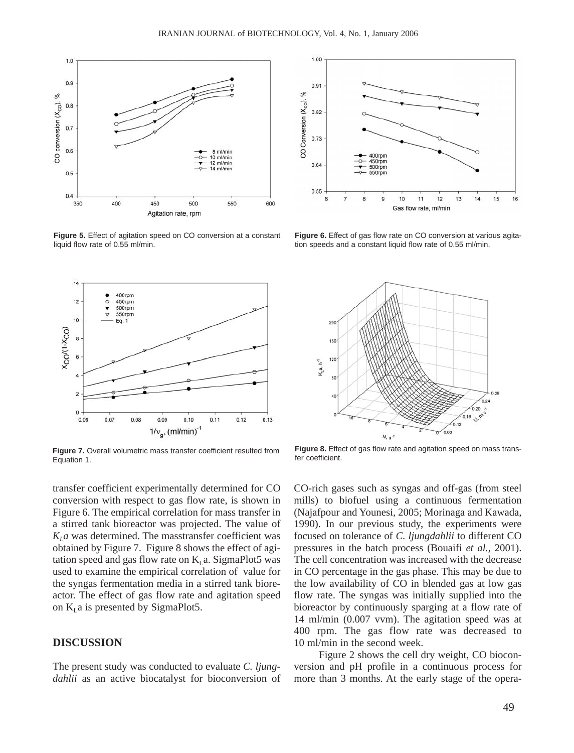Figure 5. Effect of agitation speed on CO conversion at a constant liquid flow rate of 0.55 ml/min.

Figure 6. Effect of gas flow rate on CO conversion at various agitation speeds and a constant liquid flow rate of 0.55 ml/min.

Figure 7. Overall volumetric mass transfer coefficient resulted from Equation 1.

Figure 8. Effect of gas flow rate and agitation speed on mass transfer coefficient.

transfer coefficient experimentally determined for CO conversion with respect to gas flow rate, is shown in Figure 6. The empirical correlation for mass transfer in a stirred tank bioreactor was projected. The value of $K_La$ was determined. The masstransfer coefficient was obtained by Figure 7. Figure 8 shows the effect of agitation speed and gas flow rate on $K_La$. SigmaPlot5 was used to examine the empirical correlation of value for the syngas fermentation media in a stirred tank bioreactor. The effect of gas flow rate and agitation speed on $K_La$ is presented by SigmaPlot5.

## DISCUSSION

The present study was conducted to evaluate *C. ljungdahlii* as an active biocatalyst for bioconversion of CO-rich gases such as syngas and off-gas (from steel mills) to biofuel using a continuous fermentation (Najafpour and Younesi, 2005; Morinaga and Kawada, 1990). In our previous study, the experiments were focused on tolerance of *C. ljungdahlii* to different CO pressures in the batch process (Bouaifi *et al.*, 2001). The cell concentration was increased with the decrease in CO percentage in the gas phase. This may be due to the low availability of CO in blended gas at low gas flow rate. The syngas was initially supplied into the bioreactor by continuously sparging at a flow rate of 14 ml/min (0.007 vvm). The agitation speed was at 400 rpm. The gas flow rate was decreased to 10 ml/min in the second week.

Figure 2 shows the cell dry weight, CO bioconversion and pH profile in a continuous process for more than 3 months. At the early stage of the opera-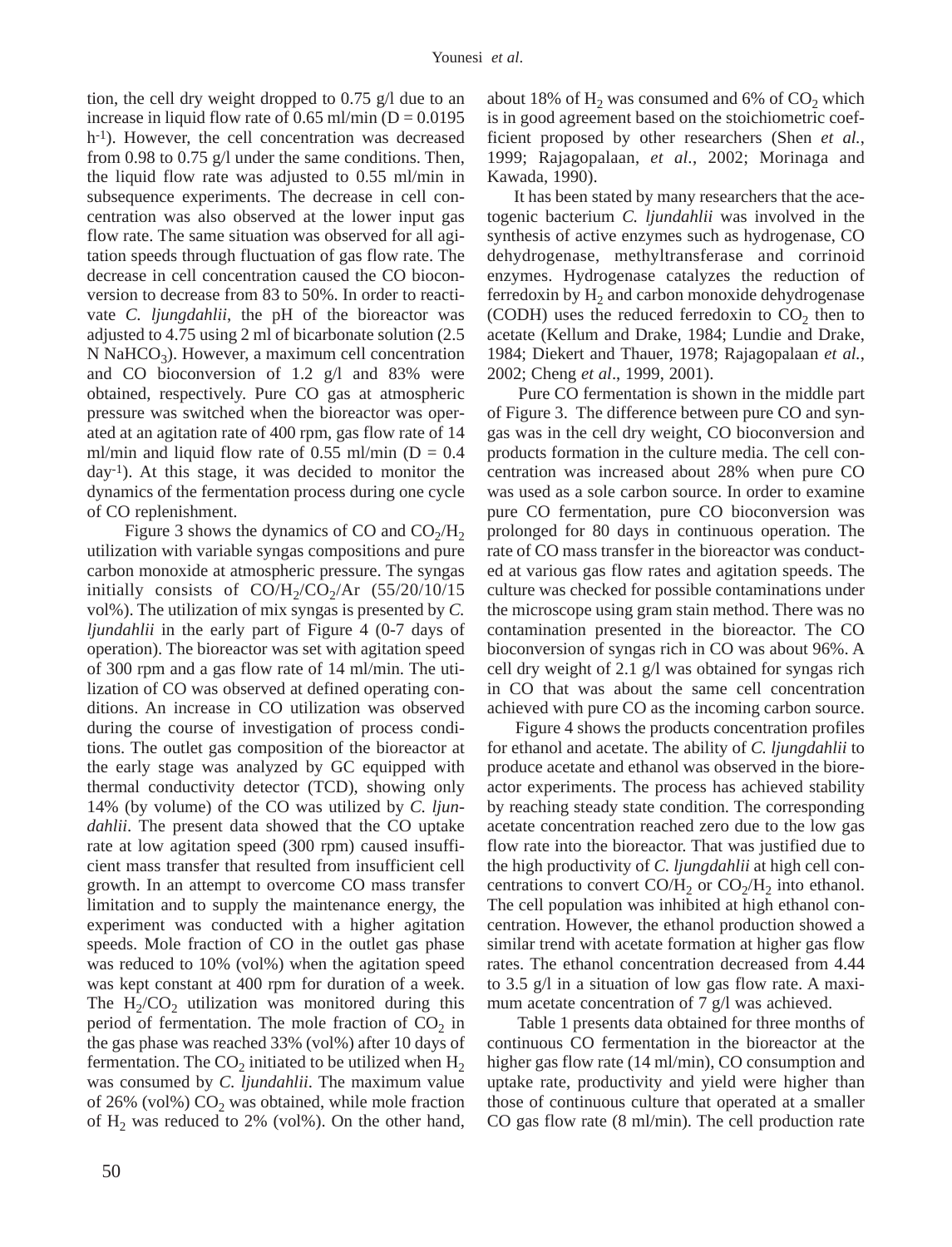tion, the cell dry weight dropped to 0.75 g/l due to an increase in liquid flow rate of 0.65 ml/min (D = 0.0195 $h^{-1}$). However, the cell concentration was decreased from 0.98 to 0.75 g/l under the same conditions. Then, the liquid flow rate was adjusted to 0.55 ml/min in subsequence experiments. The decrease in cell concentration was also observed at the lower input gas flow rate. The same situation was observed for all agitation speeds through fluctuation of gas flow rate. The decrease in cell concentration caused the CO bioconversion to decrease from 83 to 50%. In order to reactivate *C. ljungdahlii*, the pH of the bioreactor was adjusted to 4.75 using 2 ml of bicarbonate solution (2.5 N $NaHCO_3$). However, a maximum cell concentration and CO bioconversion of 1.2 g/l and 83% were obtained, respectively. Pure CO gas at atmospheric pressure was switched when the bioreactor was operated at an agitation rate of 400 rpm, gas flow rate of 14 ml/min and liquid flow rate of 0.55 ml/min (D = 0.4 $day^{-1}$). At this stage, it was decided to monitor the dynamics of the fermentation process during one cycle of CO replenishment.

Figure 3 shows the dynamics of CO and $CO_2/H_2$ utilization with variable syngas compositions and pure carbon monoxide at atmospheric pressure. The syngas initially consists of $CO/H_2/CO_2/Ar$ (55/20/10/15 vol%). The utilization of mix syngas is presented by *C. ljundahlii* in the early part of Figure 4 (0-7 days of operation). The bioreactor was set with agitation speed of 300 rpm and a gas flow rate of 14 ml/min. The utilization of CO was observed at defined operating conditions. An increase in CO utilization was observed during the course of investigation of process conditions. The outlet gas composition of the bioreactor at the early stage was analyzed by GC equipped with thermal conductivity detector (TCD), showing only 14% (by volume) of the CO was utilized by *C. ljundahlii*. The present data showed that the CO uptake rate at low agitation speed (300 rpm) caused insufficient mass transfer that resulted from insufficient cell growth. In an attempt to overcome CO mass transfer limitation and to supply the maintenance energy, the experiment was conducted with a higher agitation speeds. Mole fraction of CO in the outlet gas phase was reduced to 10% (vol%) when the agitation speed was kept constant at 400 rpm for duration of a week. The $H_2/CO_2$ utilization was monitored during this period of fermentation. The mole fraction of $CO_2$ in the gas phase was reached 33% (vol%) after 10 days of fermentation. The $CO_2$ initiated to be utilized when $H_2$ was consumed by *C. ljundahlii*. The maximum value of 26% (vol%) $CO_2$ was obtained, while mole fraction of $H_2$ was reduced to 2% (vol%). On the other hand, about 18% of $H_2$ was consumed and 6% of $CO_2$ which is in good agreement based on the stoichiometric coefficient proposed by other researchers (Shen *et al.*, 1999; Rajagopalaan, *et al.*, 2002; Morinaga and Kawada, 1990).

It has been stated by many researchers that the acetogenic bacterium *C. ljundahlii* was involved in the synthesis of active enzymes such as hydrogenase, CO dehydrogenase, methyltransferase and corrinoid enzymes. Hydrogenase catalyzes the reduction of ferredoxin by $H_2$ and carbon monoxide dehydrogenase (CODH) uses the reduced ferredoxin to $CO_2$ then to acetate (Kellum and Drake, 1984; Lundie and Drake, 1984; Diekert and Thauer, 1978; Rajagopalaan *et al.*, 2002; Cheng *et al*., 1999, 2001).

Pure CO fermentation is shown in the middle part of Figure 3. The difference between pure CO and syngas was in the cell dry weight, CO bioconversion and products formation in the culture media. The cell concentration was increased about 28% when pure CO was used as a sole carbon source. In order to examine pure CO fermentation, pure CO bioconversion was prolonged for 80 days in continuous operation. The rate of CO mass transfer in the bioreactor was conducted at various gas flow rates and agitation speeds. The culture was checked for possible contaminations under the microscope using gram stain method. There was no contamination presented in the bioreactor. The CO bioconversion of syngas rich in CO was about 96%. A cell dry weight of 2.1 g/l was obtained for syngas rich in CO that was about the same cell concentration achieved with pure CO as the incoming carbon source.

Figure 4 shows the products concentration profiles for ethanol and acetate. The ability of *C. ljungdahlii* to produce acetate and ethanol was observed in the bioreactor experiments. The process has achieved stability by reaching steady state condition. The corresponding acetate concentration reached zero due to the low gas flow rate into the bioreactor. That was justified due to the high productivity of *C. ljungdahlii* at high cell concentrations to convert $CO/H_2$ or $CO_2/H_2$ into ethanol. The cell population was inhibited at high ethanol concentration. However, the ethanol production showed a similar trend with acetate formation at higher gas flow rates. The ethanol concentration decreased from 4.44 to 3.5 g/l in a situation of low gas flow rate. A maximum acetate concentration of 7 g/l was achieved.

Table 1 presents data obtained for three months of continuous CO fermentation in the bioreactor at the higher gas flow rate (14 ml/min), CO consumption and uptake rate, productivity and yield were higher than those of continuous culture that operated at a smaller CO gas flow rate (8 ml/min). The cell production rate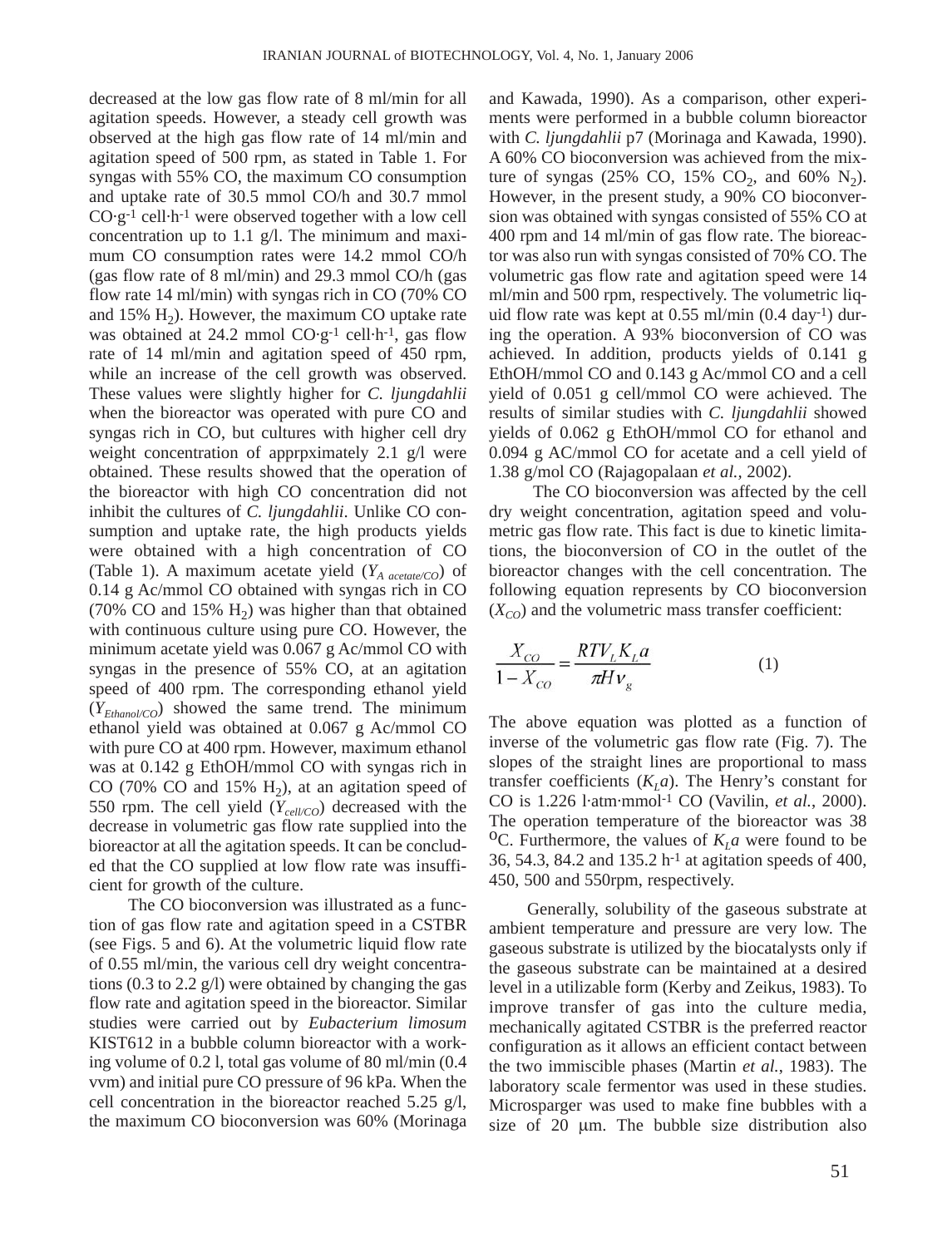decreased at the low gas flow rate of 8 ml/min for all agitation speeds. However, a steady cell growth was observed at the high gas flow rate of 14 ml/min and agitation speed of 500 rpm, as stated in Table 1. For syngas with 55% CO, the maximum CO consumption and uptake rate of 30.5 mmol CO/h and 30.7 mmol CO·g$^{-1}$ cell·h$^{-1}$ were observed together with a low cell concentration up to 1.1 g/l. The minimum and maximum CO consumption rates were 14.2 mmol CO/h (gas flow rate of 8 ml/min) and 29.3 mmol CO/h (gas flow rate 14 ml/min) with syngas rich in CO (70% CO and 15% $H_2$). However, the maximum CO uptake rate was obtained at 24.2 mmol CO·g$^{-1}$ cell·h$^{-1}$, gas flow rate of 14 ml/min and agitation speed of 450 rpm, while an increase of the cell growth was observed. These values were slightly higher for *C. ljungdahlii* when the bioreactor was operated with pure CO and syngas rich in CO, but cultures with higher cell dry weight concentration of apprpximately 2.1 g/l were obtained. These results showed that the operation of the bioreactor with high CO concentration did not inhibit the cultures of *C. ljungdahlii*. Unlike CO consumption and uptake rate, the high products yields were obtained with a high concentration of CO (Table 1). A maximum acetate yield ($Y_{A\ acetate/CO}$) of 0.14 g Ac/mmol CO obtained with syngas rich in CO (70% CO and 15% $H_2$) was higher than that obtained with continuous culture using pure CO. However, the minimum acetate yield was 0.067 g Ac/mmol CO with syngas in the presence of 55% CO, at an agitation speed of 400 rpm. The corresponding ethanol yield ($Y_{Ethanol/CO}$) showed the same trend. The minimum ethanol yield was obtained at 0.067 g Ac/mmol CO with pure CO at 400 rpm. However, maximum ethanol was at 0.142 g EthOH/mmol CO with syngas rich in CO (70% CO and 15% $H_2$), at an agitation speed of 550 rpm. The cell yield ($Y_{cell/CO}$) decreased with the decrease in volumetric gas flow rate supplied into the bioreactor at all the agitation speeds. It can be concluded that the CO supplied at low flow rate was insufficient for growth of the culture.

The CO bioconversion was illustrated as a function of gas flow rate and agitation speed in a CSTBR (see Figs. 5 and 6). At the volumetric liquid flow rate of 0.55 ml/min, the various cell dry weight concentrations (0.3 to 2.2 g/l) were obtained by changing the gas flow rate and agitation speed in the bioreactor. Similar studies were carried out by *Eubacterium limosum* KIST612 in a bubble column bioreactor with a working volume of 0.2 l, total gas volume of 80 ml/min (0.4 vvm) and initial pure CO pressure of 96 kPa. When the cell concentration in the bioreactor reached 5.25 g/l, the maximum CO bioconversion was 60% (Morinaga and Kawada, 1990). As a comparison, other experiments were performed in a bubble column bioreactor with *C. ljungdahlii* p7 (Morinaga and Kawada, 1990). A 60% CO bioconversion was achieved from the mixture of syngas (25% CO, 15% $CO_2$, and 60% $N_2$). However, in the present study, a 90% CO bioconversion was obtained with syngas consisted of 55% CO at 400 rpm and 14 ml/min of gas flow rate. The bioreactor was also run with syngas consisted of 70% CO. The volumetric gas flow rate and agitation speed were 14 ml/min and 500 rpm, respectively. The volumetric liquid flow rate was kept at 0.55 ml/min (0.4 day$^{-1}$) during the operation. A 93% bioconversion of CO was achieved. In addition, products yields of 0.141 g EthOH/mmol CO and 0.143 g Ac/mmol CO and a cell yield of 0.051 g cell/mmol CO were achieved. The results of similar studies with *C. ljungdahlii* showed yields of 0.062 g EthOH/mmol CO for ethanol and 0.094 g AC/mmol CO for acetate and a cell yield of 1.38 g/mol CO (Rajagopalaan *et al.*, 2002).

The CO bioconversion was affected by the cell dry weight concentration, agitation speed and volumetric gas flow rate. This fact is due to kinetic limitations, the bioconversion of CO in the outlet of the bioreactor changes with the cell concentration. The following equation represents by CO bioconversion ($X_{CO}$) and the volumetric mass transfer coefficient:

$$\frac{X_{CO}}{1 - X_{CO}} = \frac{RTV_L K_L a}{\pi H \nu_g} \qquad (1)$$

The above equation was plotted as a function of inverse of the volumetric gas flow rate (Fig. 7). The slopes of the straight lines are proportional to mass transfer coefficients ($K_La$). The Henry's constant for CO is 1.226 l·atm·mmol$^{-1}$ CO (Vavilin, *et al.*, 2000). The operation temperature of the bioreactor was 38 $^{o}$C. Furthermore, the values of $K_La$ were found to be 36, 54.3, 84.2 and 135.2 h$^{-1}$ at agitation speeds of 400, 450, 500 and 550rpm, respectively.

Generally, solubility of the gaseous substrate at ambient temperature and pressure are very low. The gaseous substrate is utilized by the biocatalysts only if the gaseous substrate can be maintained at a desired level in a utilizable form (Kerby and Zeikus, 1983). To improve transfer of gas into the culture media, mechanically agitated CSTBR is the preferred reactor configuration as it allows an efficient contact between the two immiscible phases (Martin *et al.*, 1983). The laboratory scale fermentor was used in these studies. Microsparger was used to make fine bubbles with a size of 20 µm. The bubble size distribution also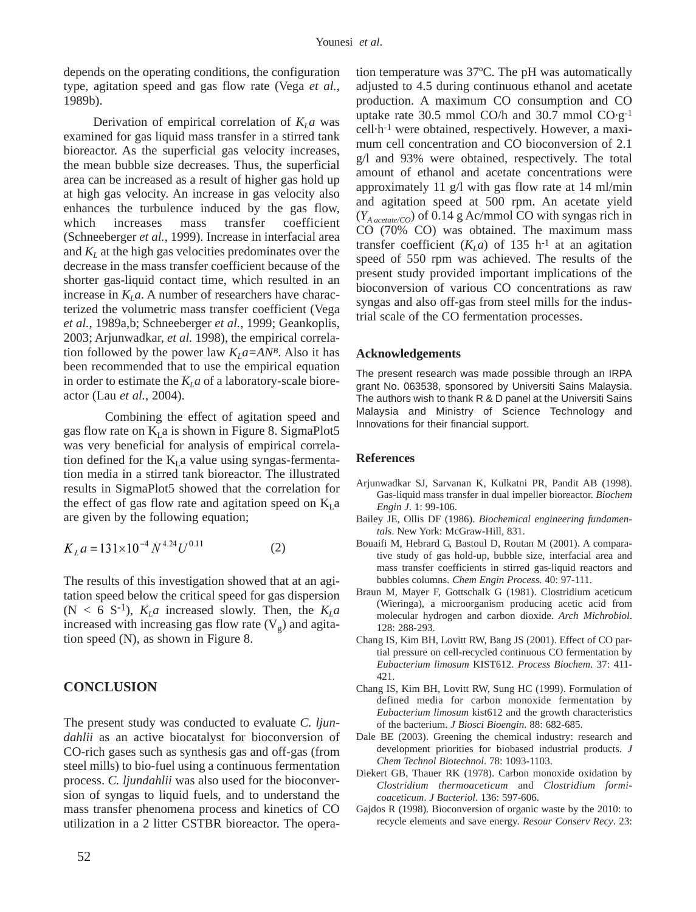depends on the operating conditions, the configuration type, agitation speed and gas flow rate (Vega *et al.*, 1989b).

Derivation of empirical correlation of $K_La$ was examined for gas liquid mass transfer in a stirred tank bioreactor. As the superficial gas velocity increases, the mean bubble size decreases. Thus, the superficial area can be increased as a result of higher gas hold up at high gas velocity. An increase in gas velocity also enhances the turbulence induced by the gas flow, which increases mass transfer coefficient (Schneeberger *et al.*, 1999). Increase in interfacial area and $K_L$ at the high gas velocities predominates over the decrease in the mass transfer coefficient because of the shorter gas-liquid contact time, which resulted in an increase in $K_La$. A number of researchers have characterized the volumetric mass transfer coefficient (Vega *et al.*, 1989a,b; Schneeberger *et al.*, 1999; Geankoplis, 2003; Arjunwadkar, *et al.* 1998), the empirical correlation followed by the power law $K_La=AN^B$. Also it has been recommended that to use the empirical equation in order to estimate the $K_La$ of a laboratory-scale bioreactor (Lau *et al.*, 2004).

Combining the effect of agitation speed and gas flow rate on $K_La$ is shown in Figure 8. SigmaPlot5 was very beneficial for analysis of empirical correlation defined for the $K_La$ value using syngas-fermentation media in a stirred tank bioreactor. The illustrated results in SigmaPlot5 showed that the correlation for the effect of gas flow rate and agitation speed on $K_La$ are given by the following equation;

$$K_La = 131 \times 10^{-4} N^{4.24} U^{0.11} \qquad (2)$$

The results of this investigation showed that at an agitation speed below the critical speed for gas dispersion ($N < 6\ S^{-1}$), $K_La$ increased slowly. Then, the $K_La$ increased with increasing gas flow rate ($V_g$) and agitation speed (N), as shown in Figure 8.

## CONCLUSION

The present study was conducted to evaluate *C. ljundahlii* as an active biocatalyst for bioconversion of CO-rich gases such as synthesis gas and off-gas (from steel mills) to bio-fuel using a continuous fermentation process. *C. ljundahlii* was also used for the bioconversion of syngas to liquid fuels, and to understand the mass transfer phenomena process and kinetics of CO utilization in a 2 litter CSTBR bioreactor. The operation temperature was 37ºC. The pH was automatically adjusted to 4.5 during continuous ethanol and acetate production. A maximum CO consumption and CO uptake rate 30.5 mmol CO/h and 30.7 mmol CO·g$^{-1}$ cell·h$^{-1}$ were obtained, respectively. However, a maximum cell concentration and CO bioconversion of 2.1 g/l and 93% were obtained, respectively. The total amount of ethanol and acetate concentrations were approximately 11 g/l with gas flow rate at 14 ml/min and agitation speed at 500 rpm. An acetate yield ($Y_{A\ acetate/CO}$) of 0.14 g Ac/mmol CO with syngas rich in CO (70% CO) was obtained. The maximum mass transfer coefficient ($K_La$) of 135 h$^{-1}$ at an agitation speed of 550 rpm was achieved. The results of the present study provided important implications of the bioconversion of various CO concentrations as raw syngas and also off-gas from steel mills for the industrial scale of the CO fermentation processes.

### Acknowledgements

The present research was made possible through an IRPA grant No. 063538, sponsored by Universiti Sains Malaysia. The authors wish to thank R & D panel at the Universiti Sains Malaysia and Ministry of Science Technology and Innovations for their financial support.

### References

Arjunwadkar SJ, Sarvanan K, Kulkatni PR, Pandit AB (1998). Gas-liquid mass transfer in dual impeller bioreactor. *Biochem Engin J*. 1: 99-106.

Bailey JE, Ollis DF (1986). *Biochemical engineering fundamentals*. New York: McGraw-Hill, 831.

Bouaifi M, Hebrard G, Bastoul D, Routan M (2001). A comparative study of gas hold-up, bubble size, interfacial area and mass transfer coefficients in stirred gas-liquid reactors and bubbles columns. *Chem Engin Process*. 40: 97-111.

Braun M, Mayer F, Gottschalk G (1981). Clostridium aceticum (Wieringa), a microorganism producing acetic acid from molecular hydrogen and carbon dioxide. *Arch Michrobiol*. 128: 288-293.

Chang IS, Kim BH, Lovitt RW, Bang JS (2001). Effect of CO partial pressure on cell-recycled continuous CO fermentation by *Eubacterium limosum* KIST612. *Process Biochem*. 37: 411-421.

Chang IS, Kim BH, Lovitt RW, Sung HC (1999). Formulation of defined media for carbon monoxide fermentation by *Eubacterium limosum* kist612 and the growth characteristics of the bacterium. *J Biosci Bioengin*. 88: 682-685.

Dale BE (2003). Greening the chemical industry: research and development priorities for biobased industrial products. *J Chem Technol Biotechnol*. 78: 1093-1103.

Diekert GB, Thauer RK (1978). Carbon monoxide oxidation by *Clostridium thermoaceticum* and *Clostridium formicoaceticum*. *J Bacteriol*. 136: 597-606.

Gajdos R (1998). Bioconversion of organic waste by the 2010: to recycle elements and save energy. *Resour Conserv Recy*. 23: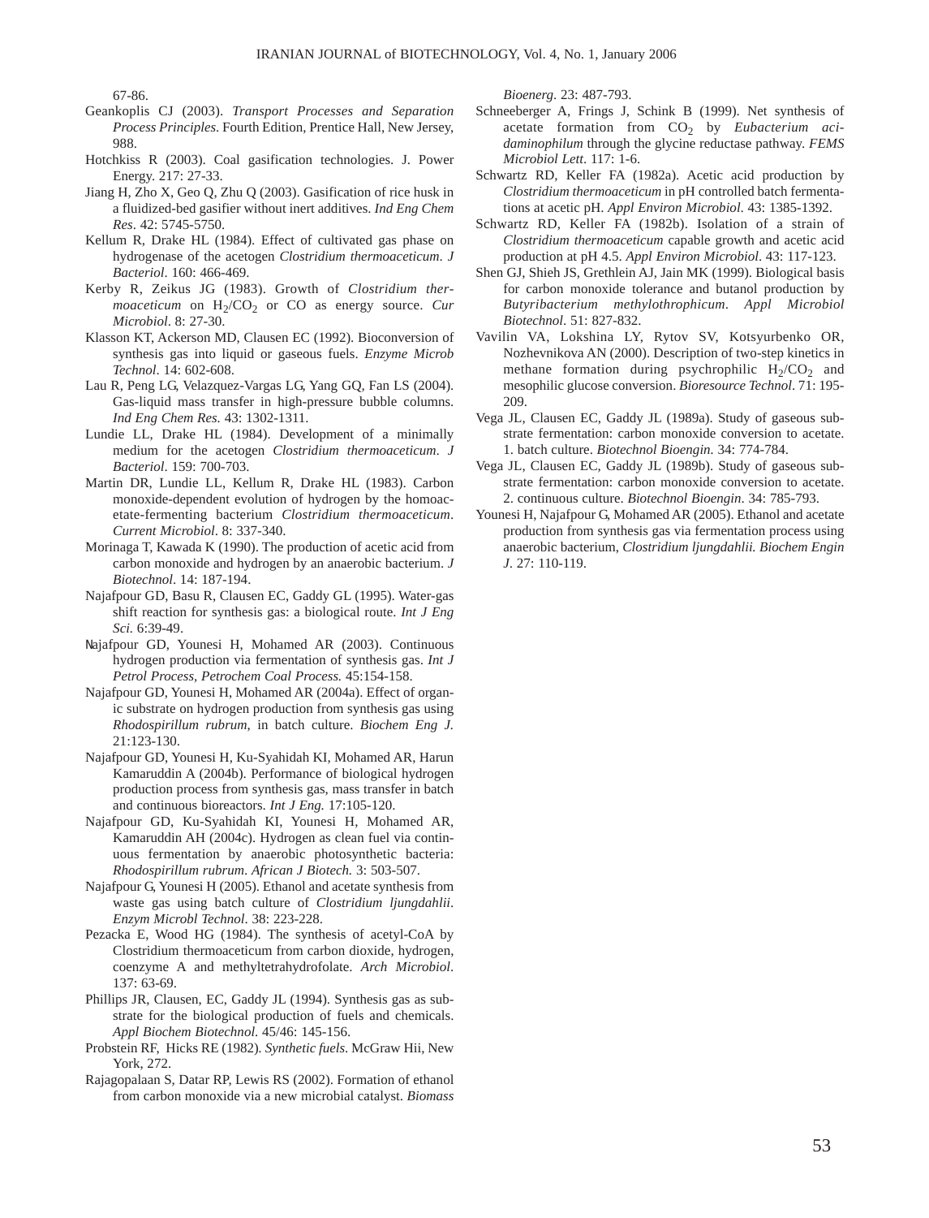67-86.

Geankoplis CJ (2003). *Transport Processes and Separation Process Principles*. Fourth Edition, Prentice Hall, New Jersey, 988.

Hotchkiss R (2003). Coal gasification technologies. J. Power Energy. 217: 27-33.

Jiang H, Zho X, Geo Q, Zhu Q (2003). Gasification of rice husk in a fluidized-bed gasifier without inert additives. *Ind Eng Chem Res*. 42: 5745-5750.

Kellum R, Drake HL (1984). Effect of cultivated gas phase on hydrogenase of the acetogen *Clostridium thermoaceticum*. *J Bacteriol*. 160: 466-469.

Kerby R, Zeikus JG (1983). Growth of *Clostridium thermoaceticum* on $H_2/CO_2$ or CO as energy source. *Cur Microbiol*. 8: 27-30.

Klasson KT, Ackerson MD, Clausen EC (1992). Bioconversion of synthesis gas into liquid or gaseous fuels. *Enzyme Microb Technol*. 14: 602-608.

Lau R, Peng LG, Velazquez-Vargas LG, Yang GQ, Fan LS (2004). Gas-liquid mass transfer in high-pressure bubble columns. *Ind Eng Chem Res*. 43: 1302-1311.

Lundie LL, Drake HL (1984). Development of a minimally medium for the acetogen *Clostridium thermoaceticum*. *J Bacteriol*. 159: 700-703.

Martin DR, Lundie LL, Kellum R, Drake HL (1983). Carbon monoxide-dependent evolution of hydrogen by the homoacetate-fermenting bacterium *Clostridium thermoaceticum*. *Current Microbiol*. 8: 337-340.

Morinaga T, Kawada K (1990). The production of acetic acid from carbon monoxide and hydrogen by an anaerobic bacterium. *J Biotechnol*. 14: 187-194.

Najafpour GD, Basu R, Clausen EC, Gaddy GL (1995). Water-gas shift reaction for synthesis gas: a biological route. *Int J Eng Sci*. 6:39-49.

Najafpour GD, Younesi H, Mohamed AR (2003). Continuous hydrogen production via fermentation of synthesis gas. *Int J Petrol Process, Petrochem Coal Process*. 45:154-158.

Najafpour GD, Younesi H, Mohamed AR (2004a). Effect of organic substrate on hydrogen production from synthesis gas using *Rhodospirillum rubrum*, in batch culture. *Biochem Eng J*. 21:123-130.

Najafpour GD, Younesi H, Ku-Syahidah KI, Mohamed AR, Harun Kamaruddin A (2004b). Performance of biological hydrogen production process from synthesis gas, mass transfer in batch and continuous bioreactors. *Int J Eng*. 17:105-120.

Najafpour GD, Ku-Syahidah KI, Younesi H, Mohamed AR, Kamaruddin AH (2004c). Hydrogen as clean fuel via continuous fermentation by anaerobic photosynthetic bacteria: *Rhodospirillum rubrum*. *African J Biotech*. 3: 503-507.

Najafpour G, Younesi H (2005). Ethanol and acetate synthesis from waste gas using batch culture of *Clostridium ljungdahlii*. *Enzym Microbl Technol*. 38: 223-228.

Pezacka E, Wood HG (1984). The synthesis of acetyl-CoA by Clostridium thermoaceticum from carbon dioxide, hydrogen, coenzyme A and methyltetrahydrofolate. *Arch Microbiol*. 137: 63-69.

Phillips JR, Clausen, EC, Gaddy JL (1994). Synthesis gas as substrate for the biological production of fuels and chemicals. *Appl Biochem Biotechnol*. 45/46: 145-156.

Probstein RF, Hicks RE (1982). *Synthetic fuels*. McGraw Hii, New York, 272.

Rajagopalaan S, Datar RP, Lewis RS (2002). Formation of ethanol from carbon monoxide via a new microbial catalyst. *Biomass Bioenerg*. 23: 487-793.

Schneeberger A, Frings J, Schink B (1999). Net synthesis of acetate formation from $CO_2$ by *Eubacterium acidaminophilum* through the glycine reductase pathway. *FEMS Microbiol Lett*. 117: 1-6.

Schwartz RD, Keller FA (1982a). Acetic acid production by *Clostridium thermoaceticum* in pH controlled batch fermentations at acetic pH. *Appl Environ Microbiol*. 43: 1385-1392.

Schwartz RD, Keller FA (1982b). Isolation of a strain of *Clostridium thermoaceticum* capable growth and acetic acid production at pH 4.5. *Appl Environ Microbiol*. 43: 117-123.

Shen GJ, Shieh JS, Grethlein AJ, Jain MK (1999). Biological basis for carbon monoxide tolerance and butanol production by *Butyribacterium methylothrophicum*. *Appl Microbiol Biotechnol*. 51: 827-832.

Vavilin VA, Lokshina LY, Rytov SV, Kotsyurbenko OR, Nozhevnikova AN (2000). Description of two-step kinetics in methane formation during psychrophilic $H_2/CO_2$ and mesophilic glucose conversion. *Bioresource Technol*. 71: 195-209.

Vega JL, Clausen EC, Gaddy JL (1989a). Study of gaseous substrate fermentation: carbon monoxide conversion to acetate. 1. batch culture. *Biotechnol Bioengin*. 34: 774-784.

Vega JL, Clausen EC, Gaddy JL (1989b). Study of gaseous substrate fermentation: carbon monoxide conversion to acetate. 2. continuous culture. *Biotechnol Bioengin*. 34: 785-793.

Younesi H, Najafpour G, Mohamed AR (2005). Ethanol and acetate production from synthesis gas via fermentation process using anaerobic bacterium, *Clostridium ljungdahlii*. *Biochem Engin J*. 27: 110-119.